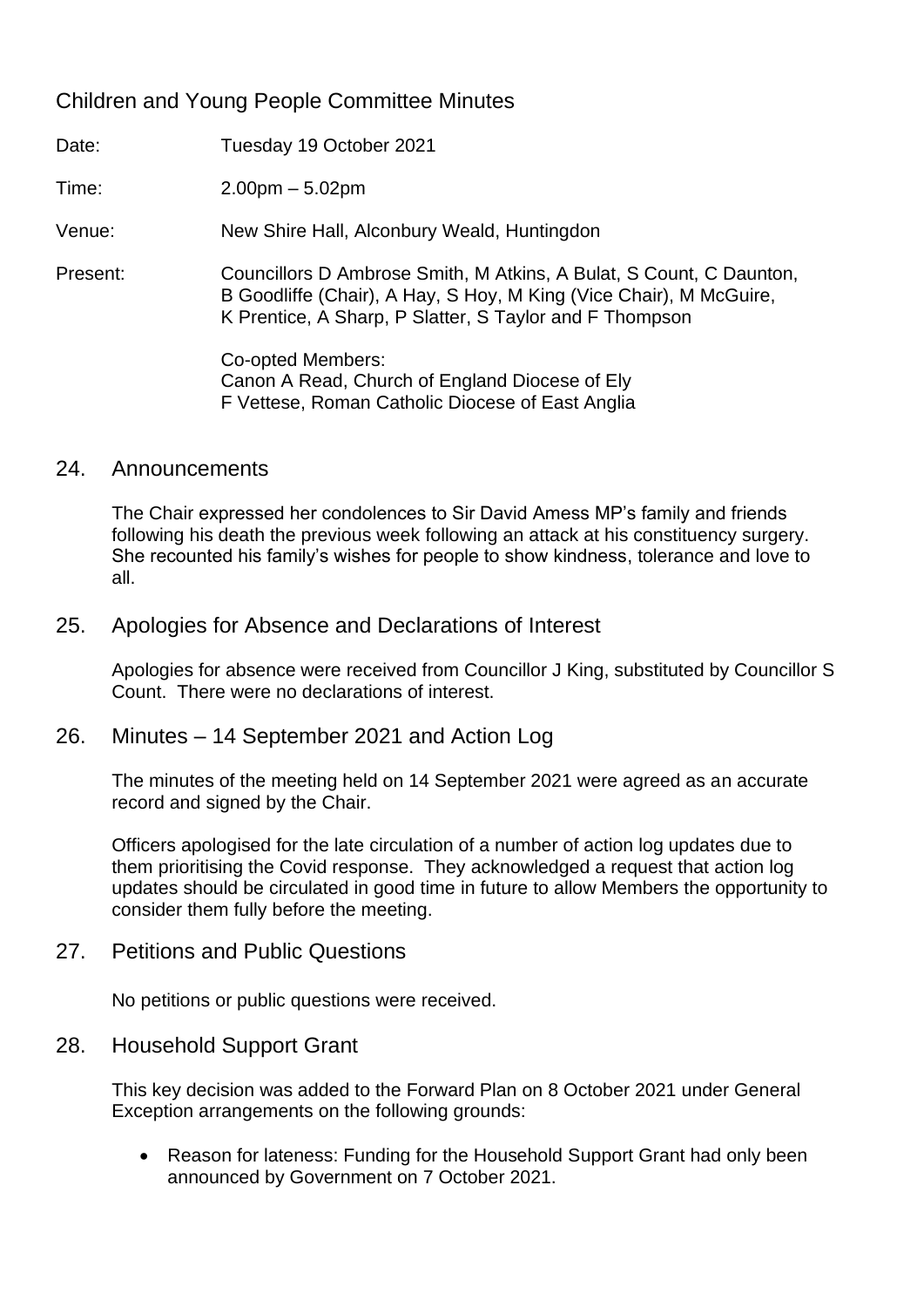# Children and Young People Committee Minutes

Date: Tuesday 19 October 2021

Time: 2.00pm – 5.02pm

Venue: New Shire Hall, Alconbury Weald, Huntingdon

Present: Councillors D Ambrose Smith, M Atkins, A Bulat, S Count, C Daunton, B Goodliffe (Chair), A Hay, S Hoy, M King (Vice Chair), M McGuire, K Prentice, A Sharp, P Slatter, S Taylor and F Thompson

Co-opted Members:
Canon A Read, Church of England Diocese of Ely
F Vettese, Roman Catholic Diocese of East Anglia

## 24. Announcements

The Chair expressed her condolences to Sir David Amess MP's family and friends following his death the previous week following an attack at his constituency surgery. She recounted his family's wishes for people to show kindness, tolerance and love to all.

## 25. Apologies for Absence and Declarations of Interest

Apologies for absence were received from Councillor J King, substituted by Councillor S Count. There were no declarations of interest.

## 26. Minutes – 14 September 2021 and Action Log

The minutes of the meeting held on 14 September 2021 were agreed as an accurate record and signed by the Chair.

Officers apologised for the late circulation of a number of action log updates due to them prioritising the Covid response. They acknowledged a request that action log updates should be circulated in good time in future to allow Members the opportunity to consider them fully before the meeting.

## 27. Petitions and Public Questions

No petitions or public questions were received.

## 28. Household Support Grant

This key decision was added to the Forward Plan on 8 October 2021 under General Exception arrangements on the following grounds:

- Reason for lateness: Funding for the Household Support Grant had only been announced by Government on 7 October 2021.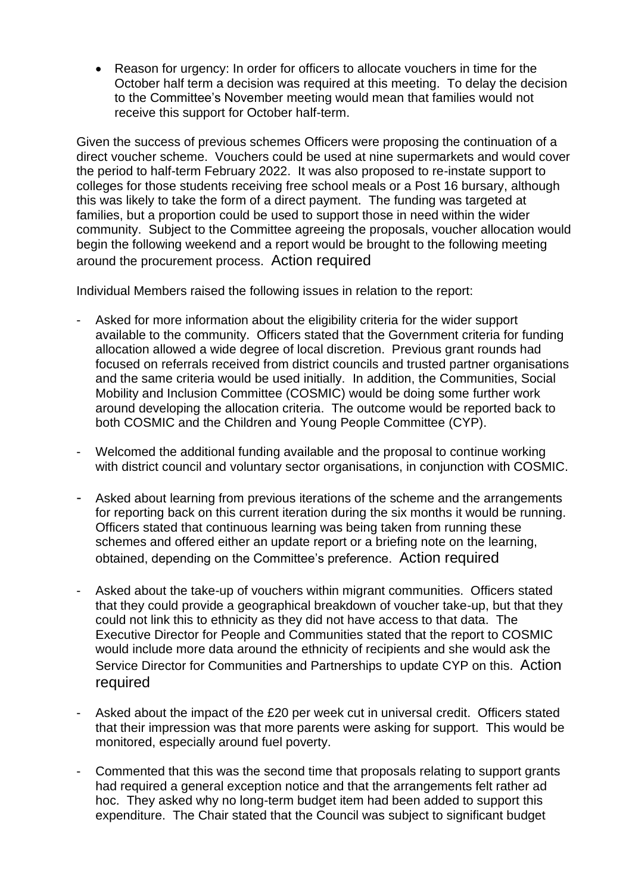- Reason for urgency: In order for officers to allocate vouchers in time for the October half term a decision was required at this meeting. To delay the decision to the Committee's November meeting would mean that families would not receive this support for October half-term.

Given the success of previous schemes Officers were proposing the continuation of a direct voucher scheme. Vouchers could be used at nine supermarkets and would cover the period to half-term February 2022. It was also proposed to re-instate support to colleges for those students receiving free school meals or a Post 16 bursary, although this was likely to take the form of a direct payment. The funding was targeted at families, but a proportion could be used to support those in need within the wider community. Subject to the Committee agreeing the proposals, voucher allocation would begin the following weekend and a report would be brought to the following meeting around the procurement process. Action required

Individual Members raised the following issues in relation to the report:

- Asked for more information about the eligibility criteria for the wider support available to the community. Officers stated that the Government criteria for funding allocation allowed a wide degree of local discretion. Previous grant rounds had focused on referrals received from district councils and trusted partner organisations and the same criteria would be used initially. In addition, the Communities, Social Mobility and Inclusion Committee (COSMIC) would be doing some further work around developing the allocation criteria. The outcome would be reported back to both COSMIC and the Children and Young People Committee (CYP).

- Welcomed the additional funding available and the proposal to continue working with district council and voluntary sector organisations, in conjunction with COSMIC.

- Asked about learning from previous iterations of the scheme and the arrangements for reporting back on this current iteration during the six months it would be running. Officers stated that continuous learning was being taken from running these schemes and offered either an update report or a briefing note on the learning, obtained, depending on the Committee's preference. Action required

- Asked about the take-up of vouchers within migrant communities. Officers stated that they could provide a geographical breakdown of voucher take-up, but that they could not link this to ethnicity as they did not have access to that data. The Executive Director for People and Communities stated that the report to COSMIC would include more data around the ethnicity of recipients and she would ask the Service Director for Communities and Partnerships to update CYP on this. Action required

- Asked about the impact of the £20 per week cut in universal credit. Officers stated that their impression was that more parents were asking for support. This would be monitored, especially around fuel poverty.

- Commented that this was the second time that proposals relating to support grants had required a general exception notice and that the arrangements felt rather ad hoc. They asked why no long-term budget item had been added to support this expenditure. The Chair stated that the Council was subject to significant budget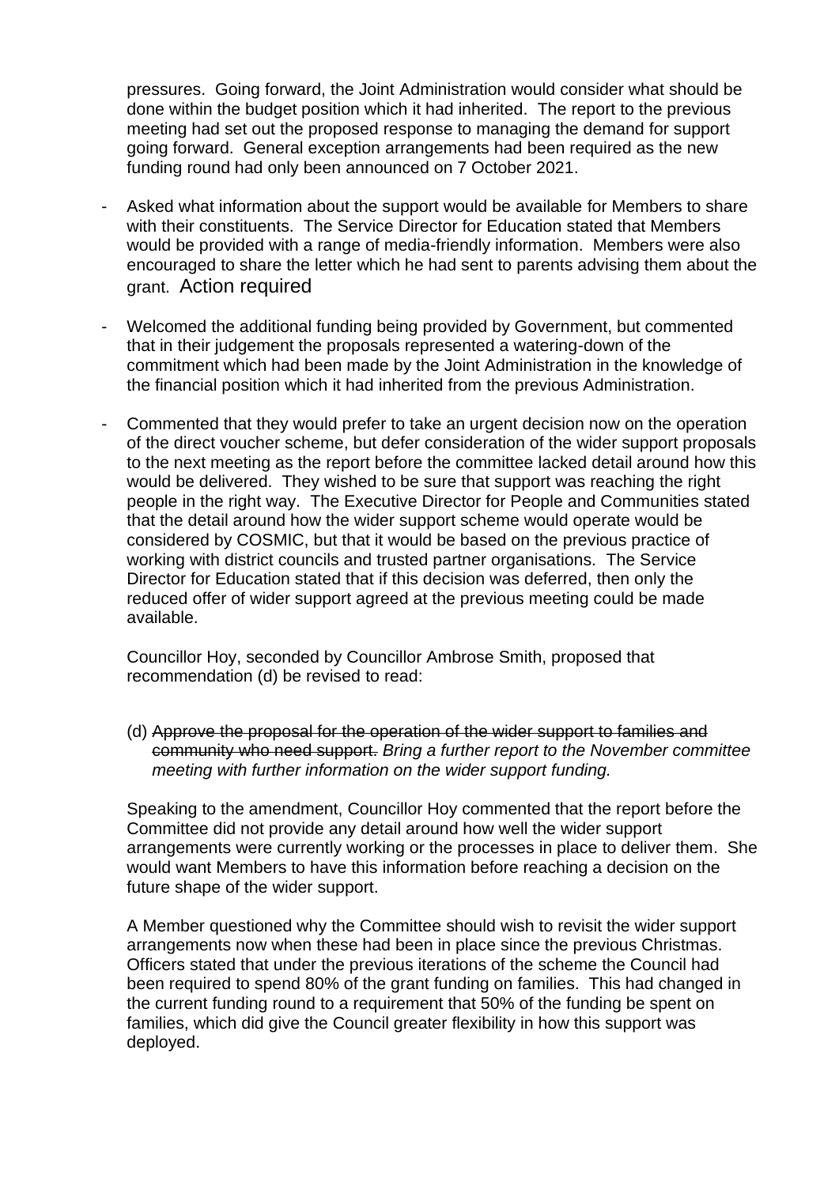pressures. Going forward, the Joint Administration would consider what should be done within the budget position which it had inherited. The report to the previous meeting had set out the proposed response to managing the demand for support going forward. General exception arrangements had been required as the new funding round had only been announced on 7 October 2021.

- Asked what information about the support would be available for Members to share with their constituents. The Service Director for Education stated that Members would be provided with a range of media-friendly information. Members were also encouraged to share the letter which he had sent to parents advising them about the grant. Action required

- Welcomed the additional funding being provided by Government, but commented that in their judgement the proposals represented a watering-down of the commitment which had been made by the Joint Administration in the knowledge of the financial position which it had inherited from the previous Administration.

- Commented that they would prefer to take an urgent decision now on the operation of the direct voucher scheme, but defer consideration of the wider support proposals to the next meeting as the report before the committee lacked detail around how this would be delivered. They wished to be sure that support was reaching the right people in the right way. The Executive Director for People and Communities stated that the detail around how the wider support scheme would operate would be considered by COSMIC, but that it would be based on the previous practice of working with district councils and trusted partner organisations. The Service Director for Education stated that if this decision was deferred, then only the reduced offer of wider support agreed at the previous meeting could be made available.

Councillor Hoy, seconded by Councillor Ambrose Smith, proposed that recommendation (d) be revised to read:

(d) ~~Approve the proposal for the operation of the wider support to families and community who need support.~~ *Bring a further report to the November committee meeting with further information on the wider support funding.*

Speaking to the amendment, Councillor Hoy commented that the report before the Committee did not provide any detail around how well the wider support arrangements were currently working or the processes in place to deliver them. She would want Members to have this information before reaching a decision on the future shape of the wider support.

A Member questioned why the Committee should wish to revisit the wider support arrangements now when these had been in place since the previous Christmas. Officers stated that under the previous iterations of the scheme the Council had been required to spend 80% of the grant funding on families. This had changed in the current funding round to a requirement that 50% of the funding be spent on families, which did give the Council greater flexibility in how this support was deployed.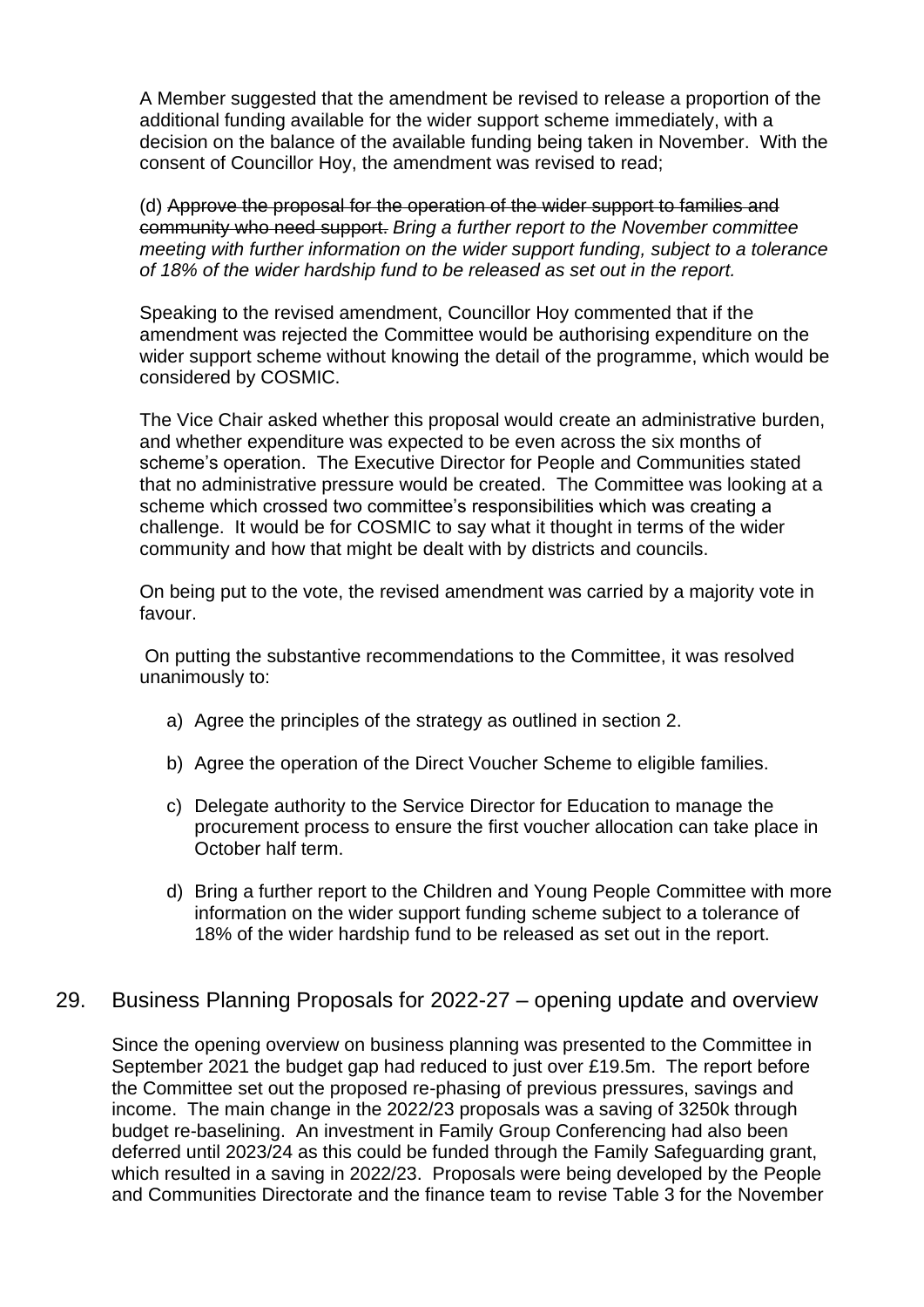A Member suggested that the amendment be revised to release a proportion of the additional funding available for the wider support scheme immediately, with a decision on the balance of the available funding being taken in November. With the consent of Councillor Hoy, the amendment was revised to read;

(d) ~~Approve the proposal for the operation of the wider support to families and community who need support.~~ *Bring a further report to the November committee meeting with further information on the wider support funding, subject to a tolerance of 18% of the wider hardship fund to be released as set out in the report.*

Speaking to the revised amendment, Councillor Hoy commented that if the amendment was rejected the Committee would be authorising expenditure on the wider support scheme without knowing the detail of the programme, which would be considered by COSMIC.

The Vice Chair asked whether this proposal would create an administrative burden, and whether expenditure was expected to be even across the six months of scheme's operation. The Executive Director for People and Communities stated that no administrative pressure would be created. The Committee was looking at a scheme which crossed two committee's responsibilities which was creating a challenge. It would be for COSMIC to say what it thought in terms of the wider community and how that might be dealt with by districts and councils.

On being put to the vote, the revised amendment was carried by a majority vote in favour.

On putting the substantive recommendations to the Committee, it was resolved unanimously to:

a) Agree the principles of the strategy as outlined in section 2.

b) Agree the operation of the Direct Voucher Scheme to eligible families.

c) Delegate authority to the Service Director for Education to manage the procurement process to ensure the first voucher allocation can take place in October half term.

d) Bring a further report to the Children and Young People Committee with more information on the wider support funding scheme subject to a tolerance of 18% of the wider hardship fund to be released as set out in the report.

## 29. Business Planning Proposals for 2022-27 – opening update and overview

Since the opening overview on business planning was presented to the Committee in September 2021 the budget gap had reduced to just over £19.5m. The report before the Committee set out the proposed re-phasing of previous pressures, savings and income. The main change in the 2022/23 proposals was a saving of 3250k through budget re-baselining. An investment in Family Group Conferencing had also been deferred until 2023/24 as this could be funded through the Family Safeguarding grant, which resulted in a saving in 2022/23. Proposals were being developed by the People and Communities Directorate and the finance team to revise Table 3 for the November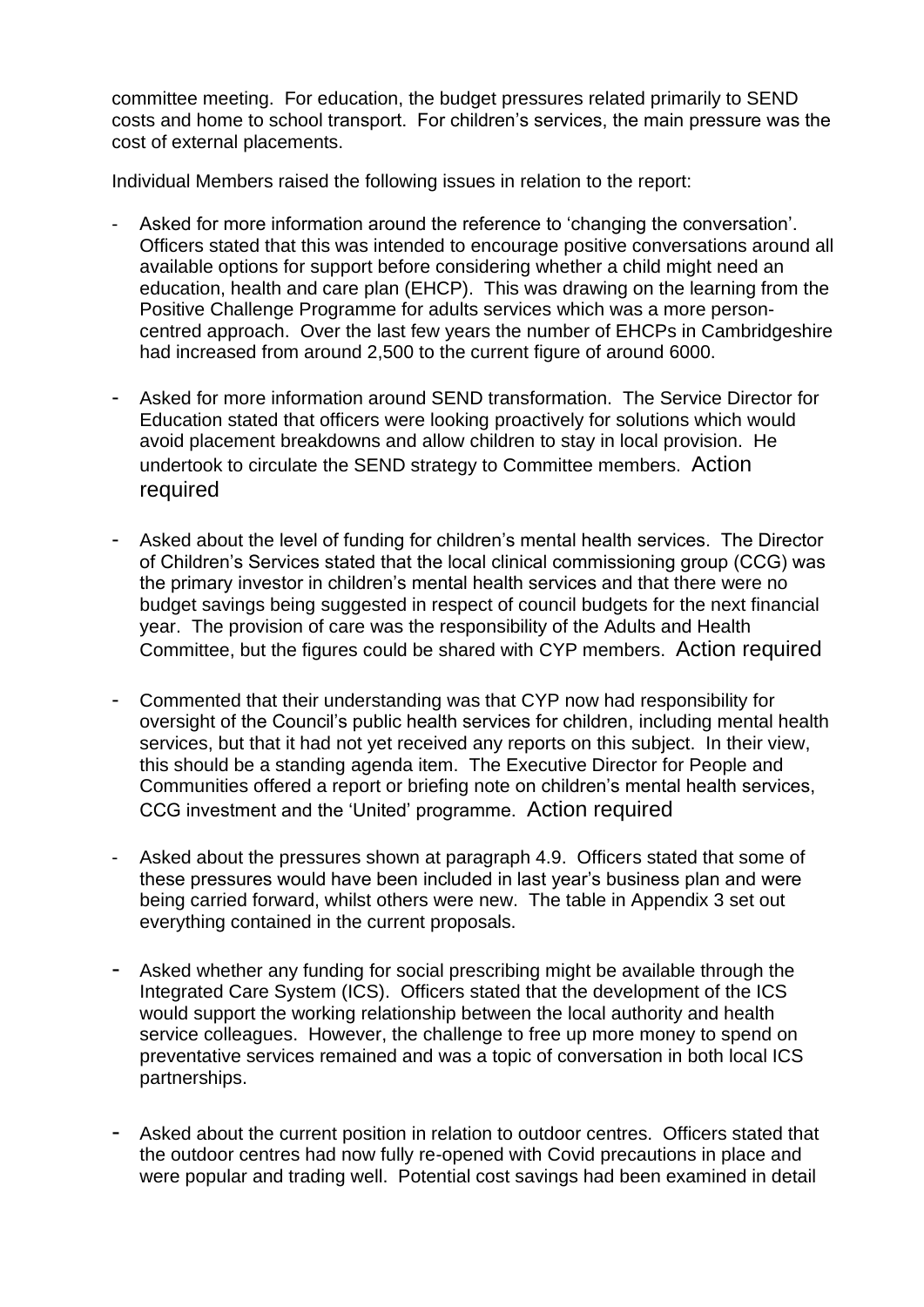committee meeting. For education, the budget pressures related primarily to SEND costs and home to school transport. For children's services, the main pressure was the cost of external placements.

Individual Members raised the following issues in relation to the report:

- Asked for more information around the reference to 'changing the conversation'. Officers stated that this was intended to encourage positive conversations around all available options for support before considering whether a child might need an education, health and care plan (EHCP). This was drawing on the learning from the Positive Challenge Programme for adults services which was a more person-centred approach. Over the last few years the number of EHCPs in Cambridgeshire had increased from around 2,500 to the current figure of around 6000.

- Asked for more information around SEND transformation. The Service Director for Education stated that officers were looking proactively for solutions which would avoid placement breakdowns and allow children to stay in local provision. He undertook to circulate the SEND strategy to Committee members. Action required

- Asked about the level of funding for children's mental health services. The Director of Children's Services stated that the local clinical commissioning group (CCG) was the primary investor in children's mental health services and that there were no budget savings being suggested in respect of council budgets for the next financial year. The provision of care was the responsibility of the Adults and Health Committee, but the figures could be shared with CYP members. Action required

- Commented that their understanding was that CYP now had responsibility for oversight of the Council's public health services for children, including mental health services, but that it had not yet received any reports on this subject. In their view, this should be a standing agenda item. The Executive Director for People and Communities offered a report or briefing note on children's mental health services, CCG investment and the 'United' programme. Action required

- Asked about the pressures shown at paragraph 4.9. Officers stated that some of these pressures would have been included in last year's business plan and were being carried forward, whilst others were new. The table in Appendix 3 set out everything contained in the current proposals.

- Asked whether any funding for social prescribing might be available through the Integrated Care System (ICS). Officers stated that the development of the ICS would support the working relationship between the local authority and health service colleagues. However, the challenge to free up more money to spend on preventative services remained and was a topic of conversation in both local ICS partnerships.

- Asked about the current position in relation to outdoor centres. Officers stated that the outdoor centres had now fully re-opened with Covid precautions in place and were popular and trading well. Potential cost savings had been examined in detail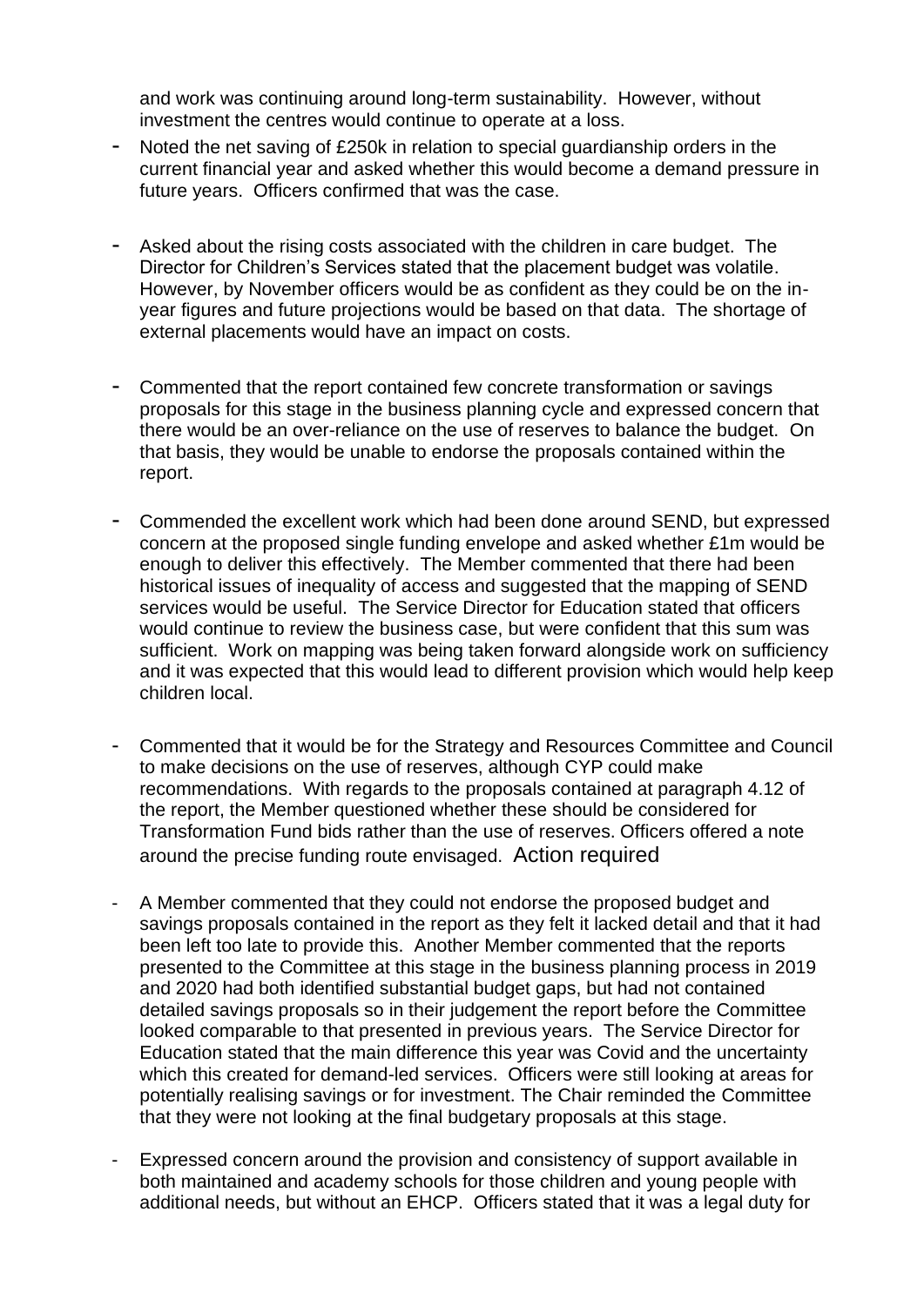and work was continuing around long-term sustainability. However, without investment the centres would continue to operate at a loss.

- Noted the net saving of £250k in relation to special guardianship orders in the current financial year and asked whether this would become a demand pressure in future years. Officers confirmed that was the case.

- Asked about the rising costs associated with the children in care budget. The Director for Children's Services stated that the placement budget was volatile. However, by November officers would be as confident as they could be on the in-year figures and future projections would be based on that data. The shortage of external placements would have an impact on costs.

- Commented that the report contained few concrete transformation or savings proposals for this stage in the business planning cycle and expressed concern that there would be an over-reliance on the use of reserves to balance the budget. On that basis, they would be unable to endorse the proposals contained within the report.

- Commended the excellent work which had been done around SEND, but expressed concern at the proposed single funding envelope and asked whether £1m would be enough to deliver this effectively. The Member commented that there had been historical issues of inequality of access and suggested that the mapping of SEND services would be useful. The Service Director for Education stated that officers would continue to review the business case, but were confident that this sum was sufficient. Work on mapping was being taken forward alongside work on sufficiency and it was expected that this would lead to different provision which would help keep children local.

- Commented that it would be for the Strategy and Resources Committee and Council to make decisions on the use of reserves, although CYP could make recommendations. With regards to the proposals contained at paragraph 4.12 of the report, the Member questioned whether these should be considered for Transformation Fund bids rather than the use of reserves. Officers offered a note around the precise funding route envisaged. Action required

- A Member commented that they could not endorse the proposed budget and savings proposals contained in the report as they felt it lacked detail and that it had been left too late to provide this. Another Member commented that the reports presented to the Committee at this stage in the business planning process in 2019 and 2020 had both identified substantial budget gaps, but had not contained detailed savings proposals so in their judgement the report before the Committee looked comparable to that presented in previous years. The Service Director for Education stated that the main difference this year was Covid and the uncertainty which this created for demand-led services. Officers were still looking at areas for potentially realising savings or for investment. The Chair reminded the Committee that they were not looking at the final budgetary proposals at this stage.

- Expressed concern around the provision and consistency of support available in both maintained and academy schools for those children and young people with additional needs, but without an EHCP. Officers stated that it was a legal duty for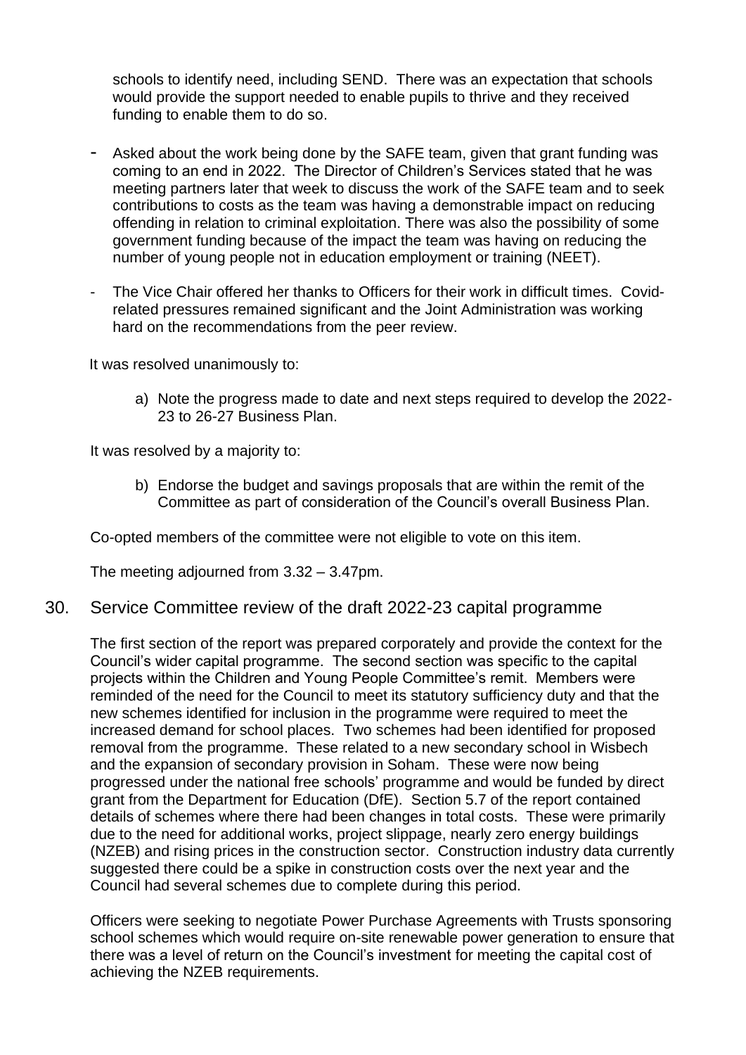schools to identify need, including SEND. There was an expectation that schools would provide the support needed to enable pupils to thrive and they received funding to enable them to do so.

- Asked about the work being done by the SAFE team, given that grant funding was coming to an end in 2022. The Director of Children's Services stated that he was meeting partners later that week to discuss the work of the SAFE team and to seek contributions to costs as the team was having a demonstrable impact on reducing offending in relation to criminal exploitation. There was also the possibility of some government funding because of the impact the team was having on reducing the number of young people not in education employment or training (NEET).

- The Vice Chair offered her thanks to Officers for their work in difficult times. Covid-related pressures remained significant and the Joint Administration was working hard on the recommendations from the peer review.

It was resolved unanimously to:

a) Note the progress made to date and next steps required to develop the 2022-23 to 26-27 Business Plan.

It was resolved by a majority to:

b) Endorse the budget and savings proposals that are within the remit of the Committee as part of consideration of the Council's overall Business Plan.

Co-opted members of the committee were not eligible to vote on this item.

The meeting adjourned from 3.32 – 3.47pm.

## 30. Service Committee review of the draft 2022-23 capital programme

The first section of the report was prepared corporately and provide the context for the Council's wider capital programme. The second section was specific to the capital projects within the Children and Young People Committee's remit. Members were reminded of the need for the Council to meet its statutory sufficiency duty and that the new schemes identified for inclusion in the programme were required to meet the increased demand for school places. Two schemes had been identified for proposed removal from the programme. These related to a new secondary school in Wisbech and the expansion of secondary provision in Soham. These were now being progressed under the national free schools' programme and would be funded by direct grant from the Department for Education (DfE). Section 5.7 of the report contained details of schemes where there had been changes in total costs. These were primarily due to the need for additional works, project slippage, nearly zero energy buildings (NZEB) and rising prices in the construction sector. Construction industry data currently suggested there could be a spike in construction costs over the next year and the Council had several schemes due to complete during this period.

Officers were seeking to negotiate Power Purchase Agreements with Trusts sponsoring school schemes which would require on-site renewable power generation to ensure that there was a level of return on the Council's investment for meeting the capital cost of achieving the NZEB requirements.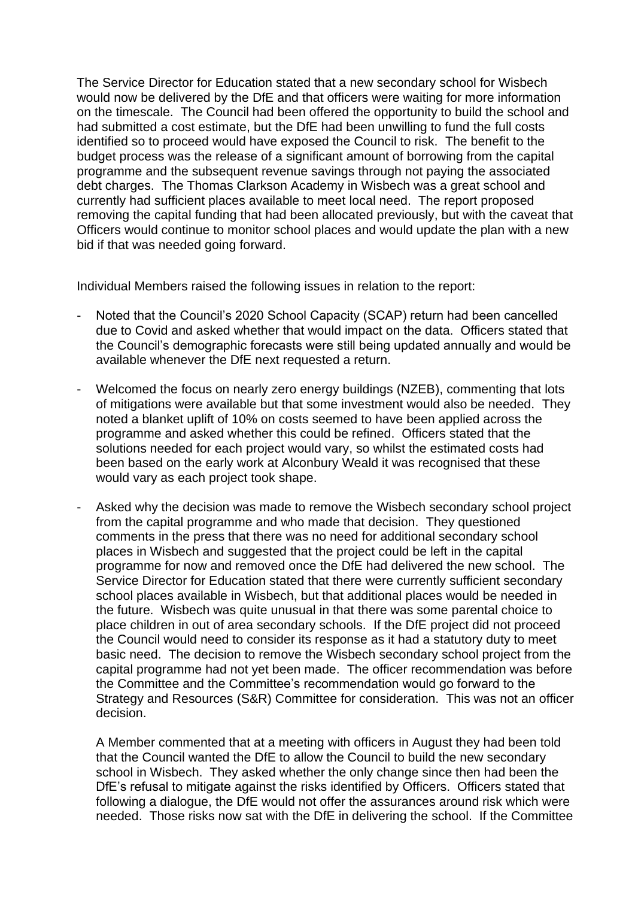The Service Director for Education stated that a new secondary school for Wisbech would now be delivered by the DfE and that officers were waiting for more information on the timescale. The Council had been offered the opportunity to build the school and had submitted a cost estimate, but the DfE had been unwilling to fund the full costs identified so to proceed would have exposed the Council to risk. The benefit to the budget process was the release of a significant amount of borrowing from the capital programme and the subsequent revenue savings through not paying the associated debt charges. The Thomas Clarkson Academy in Wisbech was a great school and currently had sufficient places available to meet local need. The report proposed removing the capital funding that had been allocated previously, but with the caveat that Officers would continue to monitor school places and would update the plan with a new bid if that was needed going forward.

Individual Members raised the following issues in relation to the report:

- Noted that the Council's 2020 School Capacity (SCAP) return had been cancelled due to Covid and asked whether that would impact on the data. Officers stated that the Council's demographic forecasts were still being updated annually and would be available whenever the DfE next requested a return.

- Welcomed the focus on nearly zero energy buildings (NZEB), commenting that lots of mitigations were available but that some investment would also be needed. They noted a blanket uplift of 10% on costs seemed to have been applied across the programme and asked whether this could be refined. Officers stated that the solutions needed for each project would vary, so whilst the estimated costs had been based on the early work at Alconbury Weald it was recognised that these would vary as each project took shape.

- Asked why the decision was made to remove the Wisbech secondary school project from the capital programme and who made that decision. They questioned comments in the press that there was no need for additional secondary school places in Wisbech and suggested that the project could be left in the capital programme for now and removed once the DfE had delivered the new school. The Service Director for Education stated that there were currently sufficient secondary school places available in Wisbech, but that additional places would be needed in the future. Wisbech was quite unusual in that there was some parental choice to place children in out of area secondary schools. If the DfE project did not proceed the Council would need to consider its response as it had a statutory duty to meet basic need. The decision to remove the Wisbech secondary school project from the capital programme had not yet been made. The officer recommendation was before the Committee and the Committee's recommendation would go forward to the Strategy and Resources (S&R) Committee for consideration. This was not an officer decision.

  A Member commented that at a meeting with officers in August they had been told that the Council wanted the DfE to allow the Council to build the new secondary school in Wisbech. They asked whether the only change since then had been the DfE's refusal to mitigate against the risks identified by Officers. Officers stated that following a dialogue, the DfE would not offer the assurances around risk which were needed. Those risks now sat with the DfE in delivering the school. If the Committee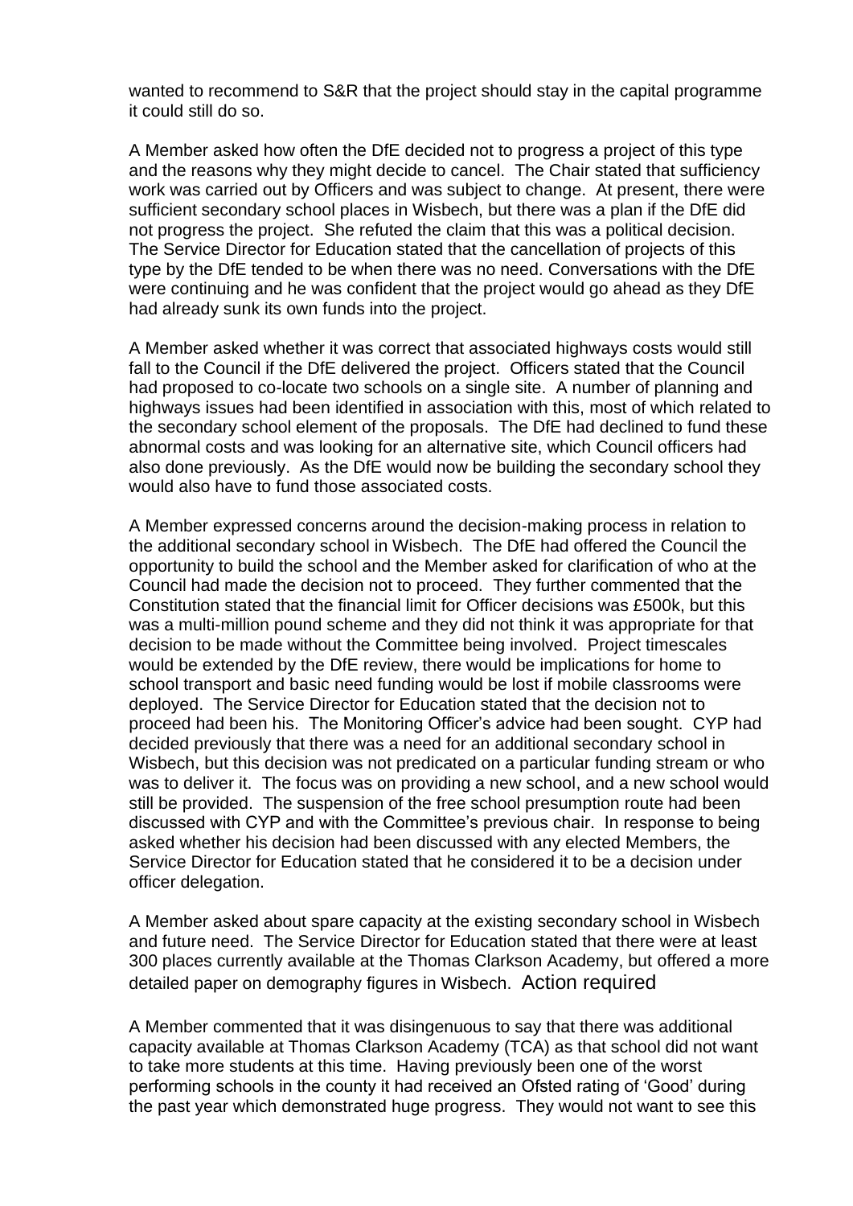wanted to recommend to S&R that the project should stay in the capital programme it could still do so.

A Member asked how often the DfE decided not to progress a project of this type and the reasons why they might decide to cancel. The Chair stated that sufficiency work was carried out by Officers and was subject to change. At present, there were sufficient secondary school places in Wisbech, but there was a plan if the DfE did not progress the project. She refuted the claim that this was a political decision. The Service Director for Education stated that the cancellation of projects of this type by the DfE tended to be when there was no need. Conversations with the DfE were continuing and he was confident that the project would go ahead as they DfE had already sunk its own funds into the project.

A Member asked whether it was correct that associated highways costs would still fall to the Council if the DfE delivered the project. Officers stated that the Council had proposed to co-locate two schools on a single site. A number of planning and highways issues had been identified in association with this, most of which related to the secondary school element of the proposals. The DfE had declined to fund these abnormal costs and was looking for an alternative site, which Council officers had also done previously. As the DfE would now be building the secondary school they would also have to fund those associated costs.

A Member expressed concerns around the decision-making process in relation to the additional secondary school in Wisbech. The DfE had offered the Council the opportunity to build the school and the Member asked for clarification of who at the Council had made the decision not to proceed. They further commented that the Constitution stated that the financial limit for Officer decisions was £500k, but this was a multi-million pound scheme and they did not think it was appropriate for that decision to be made without the Committee being involved. Project timescales would be extended by the DfE review, there would be implications for home to school transport and basic need funding would be lost if mobile classrooms were deployed. The Service Director for Education stated that the decision not to proceed had been his. The Monitoring Officer's advice had been sought. CYP had decided previously that there was a need for an additional secondary school in Wisbech, but this decision was not predicated on a particular funding stream or who was to deliver it. The focus was on providing a new school, and a new school would still be provided. The suspension of the free school presumption route had been discussed with CYP and with the Committee's previous chair. In response to being asked whether his decision had been discussed with any elected Members, the Service Director for Education stated that he considered it to be a decision under officer delegation.

A Member asked about spare capacity at the existing secondary school in Wisbech and future need. The Service Director for Education stated that there were at least 300 places currently available at the Thomas Clarkson Academy, but offered a more detailed paper on demography figures in Wisbech. Action required

A Member commented that it was disingenuous to say that there was additional capacity available at Thomas Clarkson Academy (TCA) as that school did not want to take more students at this time. Having previously been one of the worst performing schools in the county it had received an Ofsted rating of 'Good' during the past year which demonstrated huge progress. They would not want to see this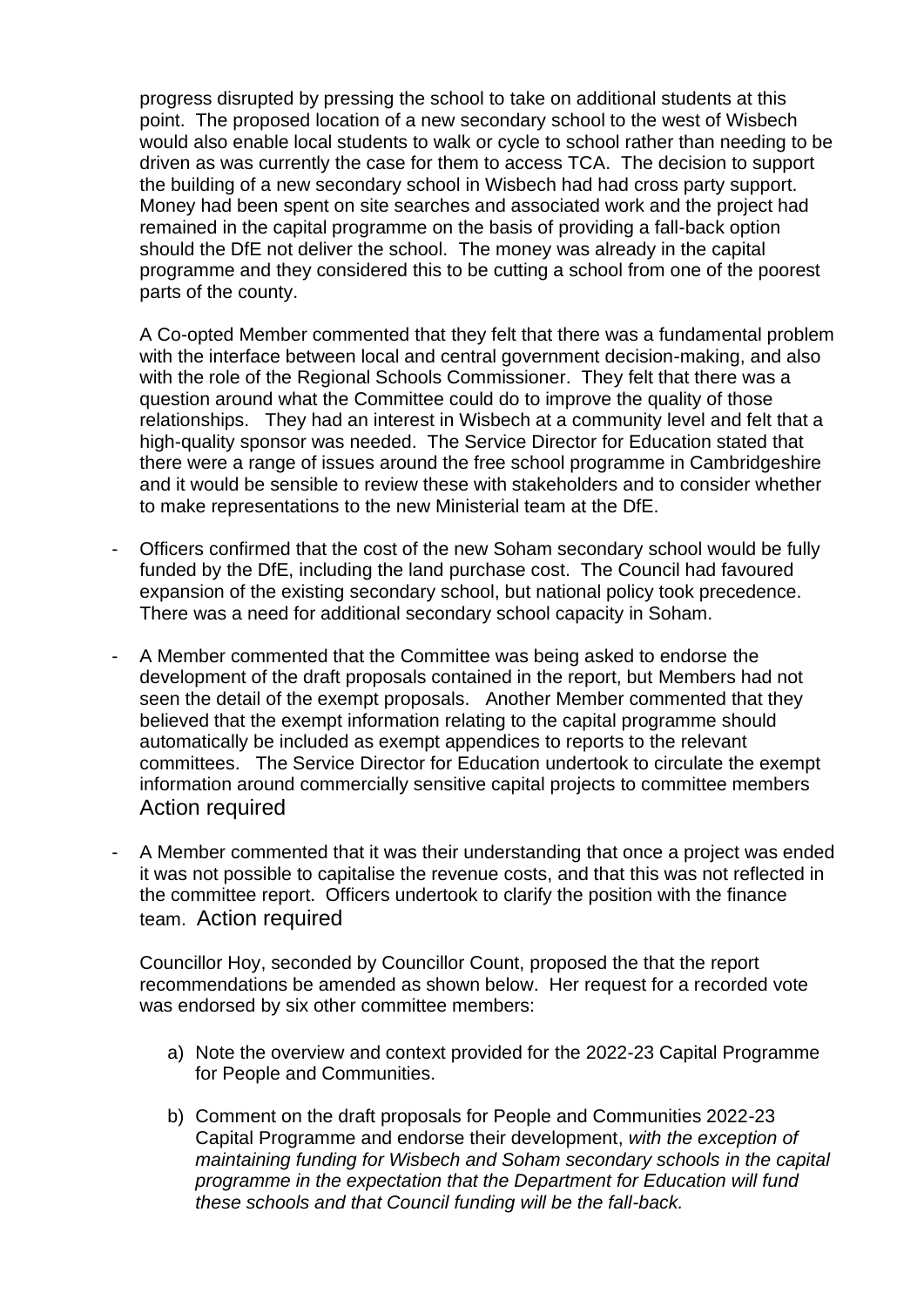progress disrupted by pressing the school to take on additional students at this point. The proposed location of a new secondary school to the west of Wisbech would also enable local students to walk or cycle to school rather than needing to be driven as was currently the case for them to access TCA. The decision to support the building of a new secondary school in Wisbech had had cross party support. Money had been spent on site searches and associated work and the project had remained in the capital programme on the basis of providing a fall-back option should the DfE not deliver the school. The money was already in the capital programme and they considered this to be cutting a school from one of the poorest parts of the county.

A Co-opted Member commented that they felt that there was a fundamental problem with the interface between local and central government decision-making, and also with the role of the Regional Schools Commissioner. They felt that there was a question around what the Committee could do to improve the quality of those relationships. They had an interest in Wisbech at a community level and felt that a high-quality sponsor was needed. The Service Director for Education stated that there were a range of issues around the free school programme in Cambridgeshire and it would be sensible to review these with stakeholders and to consider whether to make representations to the new Ministerial team at the DfE.

- Officers confirmed that the cost of the new Soham secondary school would be fully funded by the DfE, including the land purchase cost. The Council had favoured expansion of the existing secondary school, but national policy took precedence. There was a need for additional secondary school capacity in Soham.

- A Member commented that the Committee was being asked to endorse the development of the draft proposals contained in the report, but Members had not seen the detail of the exempt proposals. Another Member commented that they believed that the exempt information relating to the capital programme should automatically be included as exempt appendices to reports to the relevant committees. The Service Director for Education undertook to circulate the exempt information around commercially sensitive capital projects to committee members Action required

- A Member commented that it was their understanding that once a project was ended it was not possible to capitalise the revenue costs, and that this was not reflected in the committee report. Officers undertook to clarify the position with the finance team. Action required

Councillor Hoy, seconded by Councillor Count, proposed the that the report recommendations be amended as shown below. Her request for a recorded vote was endorsed by six other committee members:

a) Note the overview and context provided for the 2022-23 Capital Programme for People and Communities.

b) Comment on the draft proposals for People and Communities 2022-23 Capital Programme and endorse their development, *with the exception of maintaining funding for Wisbech and Soham secondary schools in the capital programme in the expectation that the Department for Education will fund these schools and that Council funding will be the fall-back.*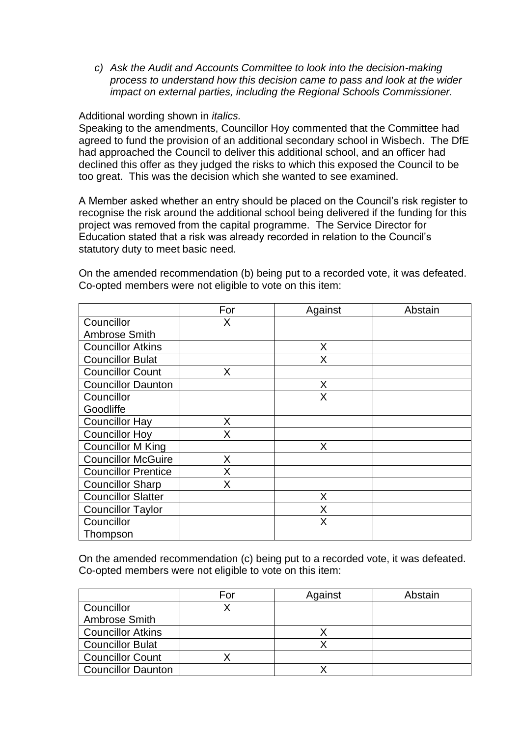c) *Ask the Audit and Accounts Committee to look into the decision-making process to understand how this decision came to pass and look at the wider impact on external parties, including the Regional Schools Commissioner.*

Additional wording shown in *italics.*

Speaking to the amendments, Councillor Hoy commented that the Committee had agreed to fund the provision of an additional secondary school in Wisbech. The DfE had approached the Council to deliver this additional school, and an officer had declined this offer as they judged the risks to which this exposed the Council to be too great. This was the decision which she wanted to see examined.

A Member asked whether an entry should be placed on the Council's risk register to recognise the risk around the additional school being delivered if the funding for this project was removed from the capital programme. The Service Director for Education stated that a risk was already recorded in relation to the Council's statutory duty to meet basic need.

On the amended recommendation (b) being put to a recorded vote, it was defeated. Co-opted members were not eligible to vote on this item:

| | For | Against | Abstain |
|---|---|---|---|
| Councillor Ambrose Smith | X | | |
| Councillor Atkins | | X | |
| Councillor Bulat | | X | |
| Councillor Count | X | | |
| Councillor Daunton | | X | |
| Councillor Goodliffe | | X | |
| Councillor Hay | X | | |
| Councillor Hoy | X | | |
| Councillor M King | | X | |
| Councillor McGuire | X | | |
| Councillor Prentice | X | | |
| Councillor Sharp | X | | |
| Councillor Slatter | | X | |
| Councillor Taylor | | X | |
| Councillor Thompson | | X | |

On the amended recommendation (c) being put to a recorded vote, it was defeated. Co-opted members were not eligible to vote on this item:

| | For | Against | Abstain |
|---|---|---|---|
| Councillor Ambrose Smith | X | | |
| Councillor Atkins | | X | |
| Councillor Bulat | | X | |
| Councillor Count | X | | |
| Councillor Daunton | | X | |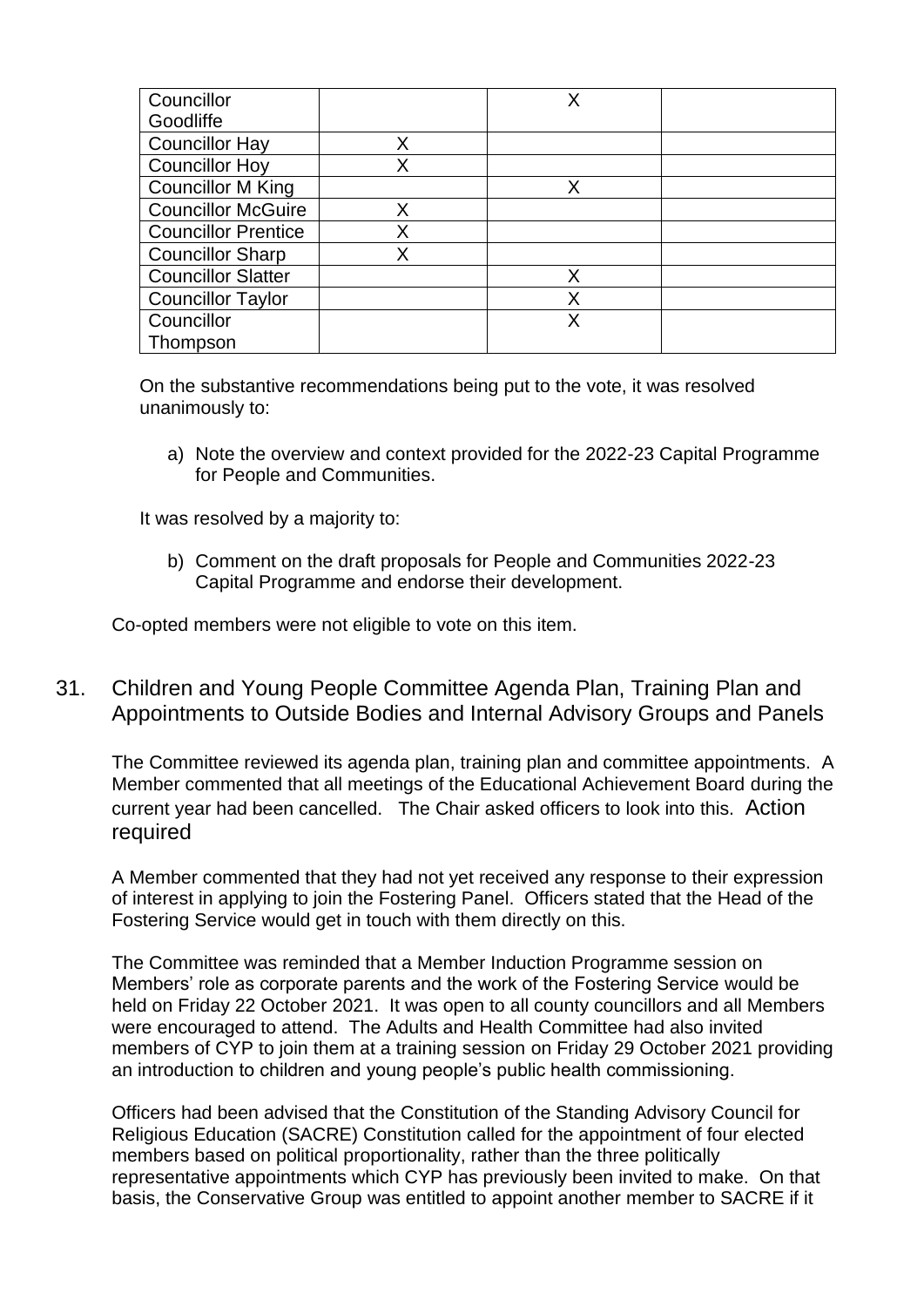| | | | |
|---|---|---|---|
| Councillor Goodliffe | | X | |
| Councillor Hay | X | | |
| Councillor Hoy | X | | |
| Councillor M King | | X | |
| Councillor McGuire | X | | |
| Councillor Prentice | X | | |
| Councillor Sharp | X | | |
| Councillor Slatter | | X | |
| Councillor Taylor | | X | |
| Councillor Thompson | | X | |

On the substantive recommendations being put to the vote, it was resolved unanimously to:

a) Note the overview and context provided for the 2022-23 Capital Programme for People and Communities.

It was resolved by a majority to:

b) Comment on the draft proposals for People and Communities 2022-23 Capital Programme and endorse their development.

Co-opted members were not eligible to vote on this item.

## 31. Children and Young People Committee Agenda Plan, Training Plan and Appointments to Outside Bodies and Internal Advisory Groups and Panels

The Committee reviewed its agenda plan, training plan and committee appointments. A Member commented that all meetings of the Educational Achievement Board during the current year had been cancelled. The Chair asked officers to look into this. Action required

A Member commented that they had not yet received any response to their expression of interest in applying to join the Fostering Panel. Officers stated that the Head of the Fostering Service would get in touch with them directly on this.

The Committee was reminded that a Member Induction Programme session on Members' role as corporate parents and the work of the Fostering Service would be held on Friday 22 October 2021. It was open to all county councillors and all Members were encouraged to attend. The Adults and Health Committee had also invited members of CYP to join them at a training session on Friday 29 October 2021 providing an introduction to children and young people's public health commissioning.

Officers had been advised that the Constitution of the Standing Advisory Council for Religious Education (SACRE) Constitution called for the appointment of four elected members based on political proportionality, rather than the three politically representative appointments which CYP has previously been invited to make. On that basis, the Conservative Group was entitled to appoint another member to SACRE if it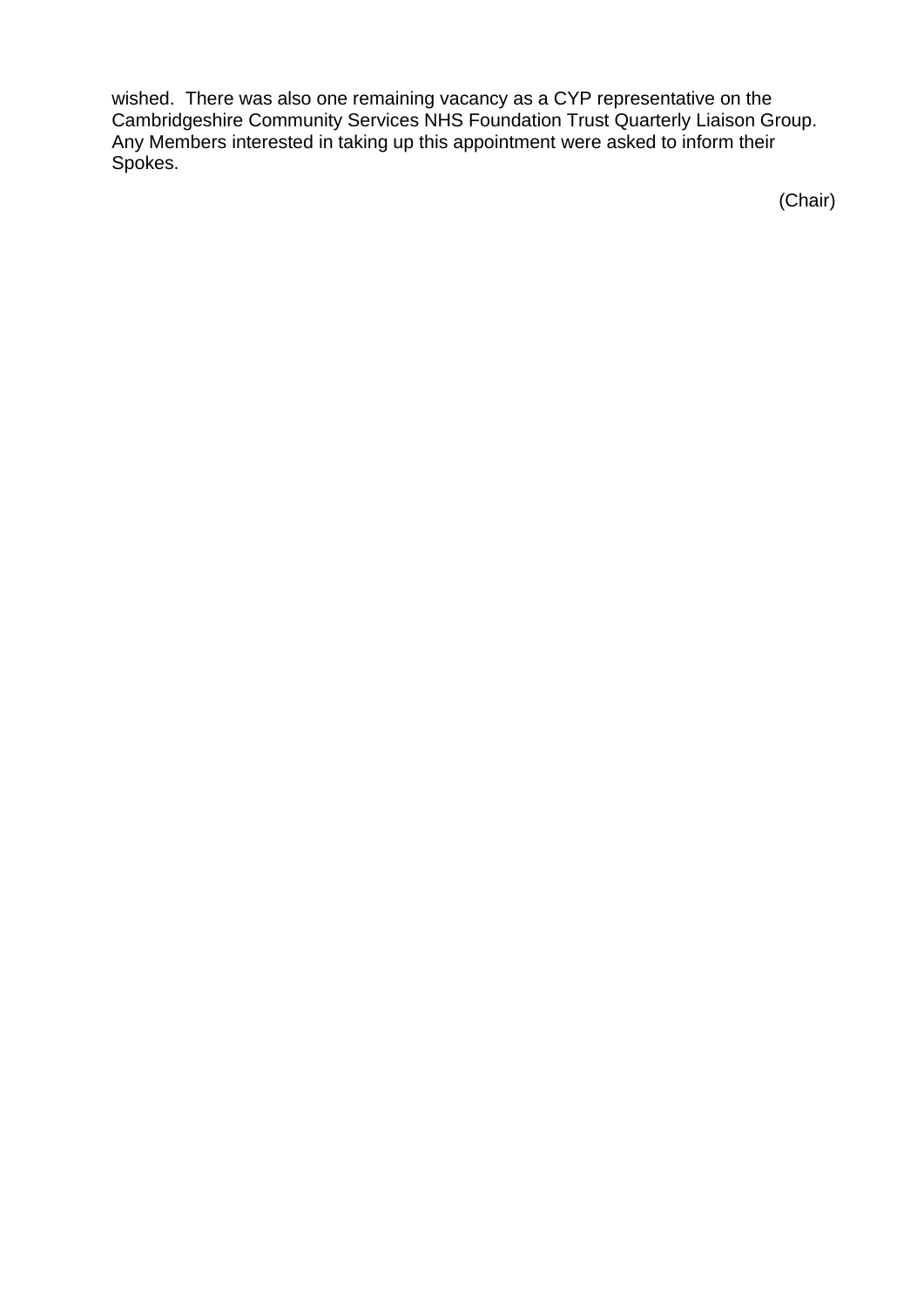wished. There was also one remaining vacancy as a CYP representative on the Cambridgeshire Community Services NHS Foundation Trust Quarterly Liaison Group. Any Members interested in taking up this appointment were asked to inform their Spokes.

(Chair)